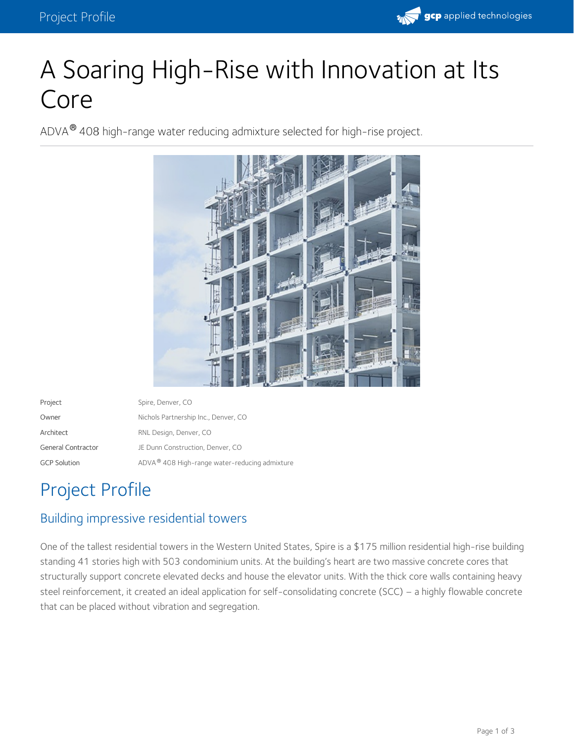# A Soaring High-Rise with Innovation at Its Core

ADVA® 408 high-range water reducing admixture selected for high-rise project.

| | |
|---|---|
| Project | Spire, Denver, CO |
| Owner | Nichols Partnership Inc., Denver, CO |
| Architect | RNL Design, Denver, CO |
| General Contractor | JE Dunn Construction, Denver, CO |
| GCP Solution | ADVA® 408 High-range water-reducing admixture |

## Project Profile

### Building impressive residential towers

One of the tallest residential towers in the Western United States, Spire is a $175 million residential high-rise building standing 41 stories high with 503 condominium units. At the building's heart are two massive concrete cores that structurally support concrete elevated decks and house the elevator units. With the thick core walls containing heavy steel reinforcement, it created an ideal application for self-consolidating concrete (SCC) – a highly flowable concrete that can be placed without vibration and segregation.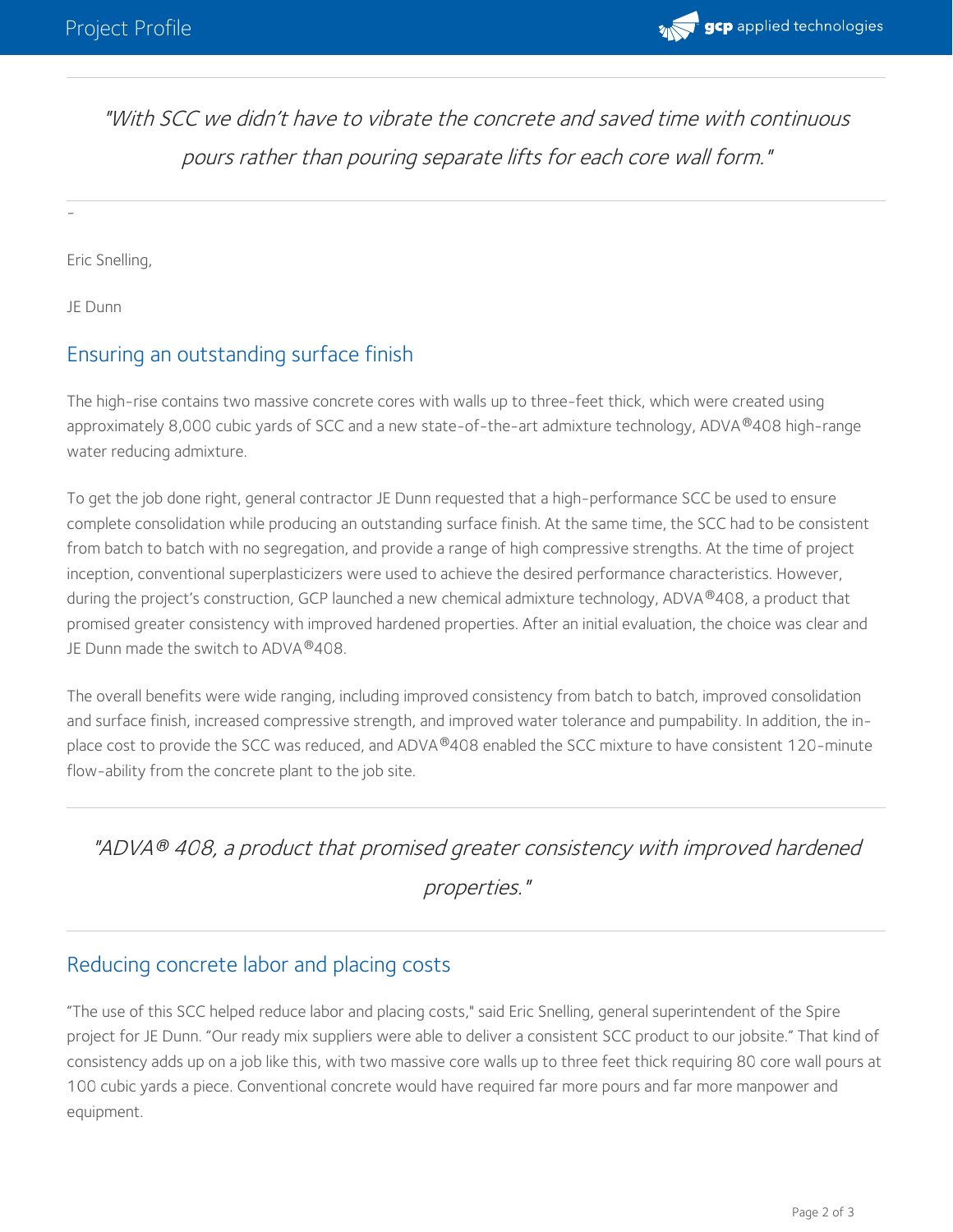> "With SCC we didn't have to vibrate the concrete and saved time with continuous pours rather than pouring separate lifts for each core wall form."

-

Eric Snelling,

JE Dunn

## Ensuring an outstanding surface finish

The high-rise contains two massive concrete cores with walls up to three-feet thick, which were created using approximately 8,000 cubic yards of SCC and a new state-of-the-art admixture technology, ADVA®408 high-range water reducing admixture.

To get the job done right, general contractor JE Dunn requested that a high-performance SCC be used to ensure complete consolidation while producing an outstanding surface finish. At the same time, the SCC had to be consistent from batch to batch with no segregation, and provide a range of high compressive strengths. At the time of project inception, conventional superplasticizers were used to achieve the desired performance characteristics. However, during the project's construction, GCP launched a new chemical admixture technology, ADVA®408, a product that promised greater consistency with improved hardened properties. After an initial evaluation, the choice was clear and JE Dunn made the switch to ADVA®408.

The overall benefits were wide ranging, including improved consistency from batch to batch, improved consolidation and surface finish, increased compressive strength, and improved water tolerance and pumpability. In addition, the in-place cost to provide the SCC was reduced, and ADVA®408 enabled the SCC mixture to have consistent 120-minute flow-ability from the concrete plant to the job site.

> "ADVA® 408, a product that promised greater consistency with improved hardened properties."

## Reducing concrete labor and placing costs

"The use of this SCC helped reduce labor and placing costs," said Eric Snelling, general superintendent of the Spire project for JE Dunn. "Our ready mix suppliers were able to deliver a consistent SCC product to our jobsite." That kind of consistency adds up on a job like this, with two massive core walls up to three feet thick requiring 80 core wall pours at 100 cubic yards a piece. Conventional concrete would have required far more pours and far more manpower and equipment.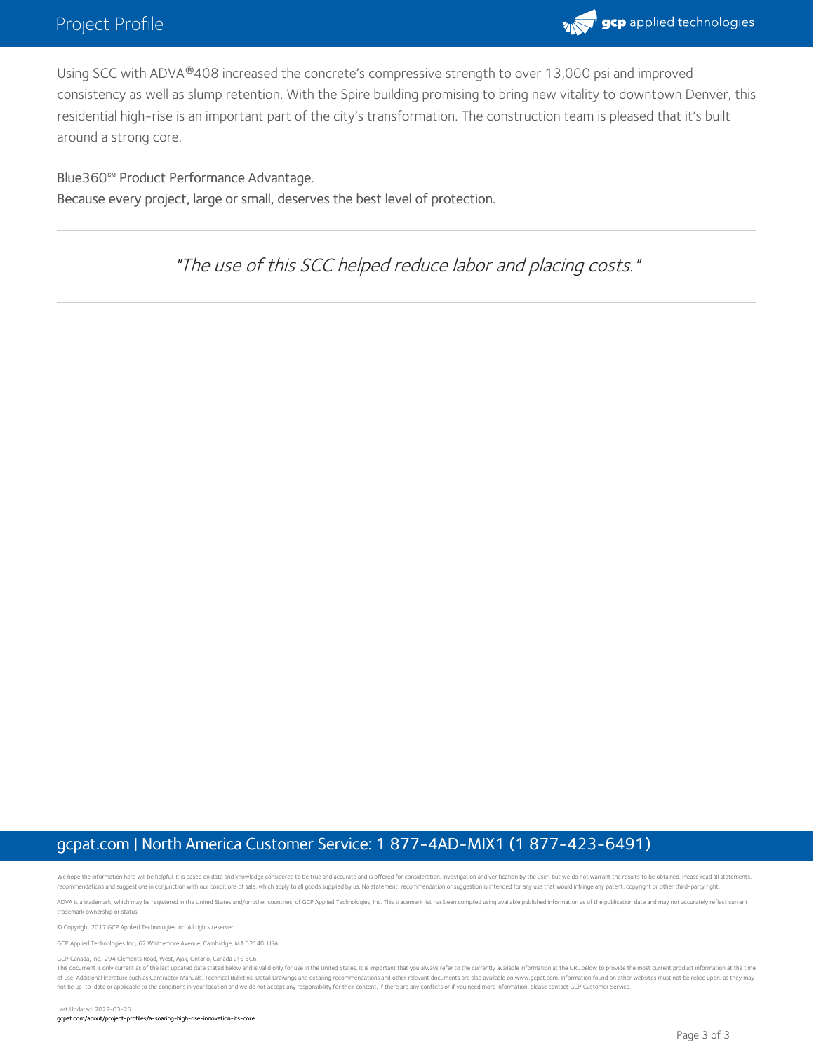Using SCC with ADVA®408 increased the concrete's compressive strength to over 13,000 psi and improved consistency as well as slump retention. With the Spire building promising to bring new vitality to downtown Denver, this residential high-rise is an important part of the city's transformation. The construction team is pleased that it's built around a strong core.

Blue360℠ Product Performance Advantage.
Because every project, large or small, deserves the best level of protection.

---

*"The use of this SCC helped reduce labor and placing costs."*

---

gcpat.com | North America Customer Service: 1 877-4AD-MIX1 (1 877-423-6491)

We hope the information here will be helpful. It is based on data and knowledge considered to be true and accurate and is offered for consideration, investigation and verification by the user, but we do not warrant the results to be obtained. Please read all statements, recommendations and suggestions in conjunction with our conditions of sale, which apply to all goods supplied by us. No statement, recommendation or suggestion is intended for any use that would infringe any patent, copyright or other third-party right.

ADVA is a trademark, which may be registered in the United States and/or other countries, of GCP Applied Technologies, Inc. This trademark list has been compiled using available published information as of the publication date and may not accurately reflect current trademark ownership or status.

© Copyright 2017 GCP Applied Technologies Inc. All rights reserved.

GCP Applied Technologies Inc., 62 Whittemore Avenue, Cambridge, MA 02140, USA

GCP Canada, Inc., 294 Clements Road, West, Ajax, Ontario, Canada L1S 3C6
This document is only current as of the last updated date stated below and is valid only for use in the United States. It is important that you always refer to the currently available information at the URL below to provide the most current product information at the time of use. Additional literature such as Contractor Manuals, Technical Bulletins, Detail Drawings and detailing recommendations and other relevant documents are also available on www.gcpat.com. Information found on other websites must not be relied upon, as they may not be up-to-date or applicable to the conditions in your location and we do not accept any responsibility for their content. If there are any conflicts or if you need more information, please contact GCP Customer Service.

Last Updated: 2022-03-25
gcpat.com/about/project-profiles/a-soaring-high-rise-innovation-its-core